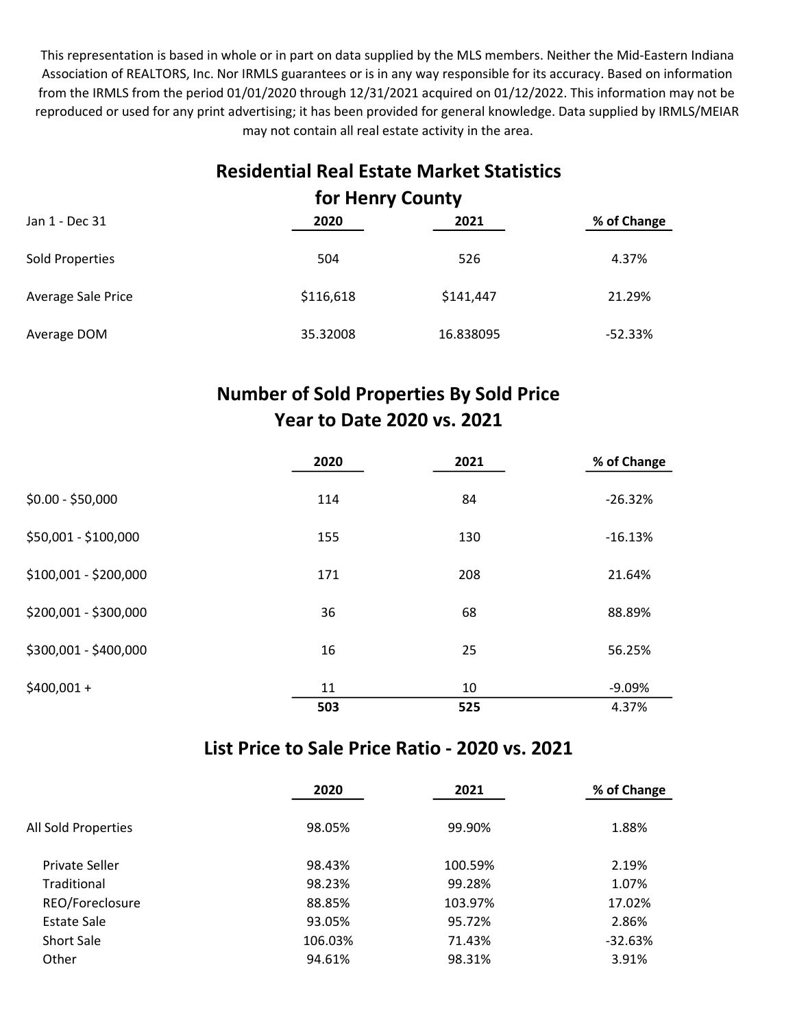This representation is based in whole or in part on data supplied by the MLS members. Neither the Mid-Eastern Indiana Association of REALTORS, Inc. Nor IRMLS guarantees or is in any way responsible for its accuracy. Based on information from the IRMLS from the period 01/01/2020 through 12/31/2021 acquired on 01/12/2022. This information may not be reproduced or used for any print advertising; it has been provided for general knowledge. Data supplied by IRMLS/MEIAR may not contain all real estate activity in the area.

## Residential Real Estate Market Statistics for Henry County

| Jan 1 - Dec 31 | 2020 | 2021 | % of Change |
|---|---|---|---|
| Sold Properties | 504 | 526 | 4.37% |
| Average Sale Price | $116,618 | $141,447 | 21.29% |
| Average DOM | 35.32008 | 16.838095 | -52.33% |

## Number of Sold Properties By Sold Price Year to Date 2020 vs. 2021

| | 2020 | 2021 | % of Change |
|---|---|---|---|
| $0.00 - $50,000 | 114 | 84 | -26.32% |
| $50,001 - $100,000 | 155 | 130 | -16.13% |
| $100,001 - $200,000 | 171 | 208 | 21.64% |
| $200,001 - $300,000 | 36 | 68 | 88.89% |
| $300,001 - $400,000 | 16 | 25 | 56.25% |
| $400,001 + | 11 | 10 | -9.09% |
| | **503** | **525** | 4.37% |

## List Price to Sale Price Ratio - 2020 vs. 2021

| | 2020 | 2021 | % of Change |
|---|---|---|---|
| All Sold Properties | 98.05% | 99.90% | 1.88% |
| Private Seller | 98.43% | 100.59% | 2.19% |
| Traditional | 98.23% | 99.28% | 1.07% |
| REO/Foreclosure | 88.85% | 103.97% | 17.02% |
| Estate Sale | 93.05% | 95.72% | 2.86% |
| Short Sale | 106.03% | 71.43% | -32.63% |
| Other | 94.61% | 98.31% | 3.91% |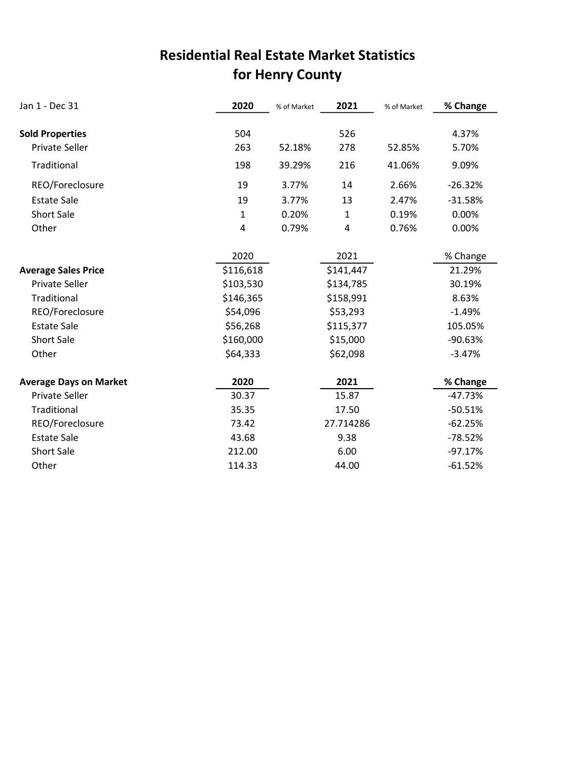# Residential Real Estate Market Statistics for Henry County

| Jan 1 - Dec 31 | 2020 | % of Market | 2021 | % of Market | % Change |
|---|---|---|---|---|---|
| **Sold Properties** | 504 | | 526 | | 4.37% |
| Private Seller | 263 | 52.18% | 278 | 52.85% | 5.70% |
| Traditional | 198 | 39.29% | 216 | 41.06% | 9.09% |
| REO/Foreclosure | 19 | 3.77% | 14 | 2.66% | -26.32% |
| Estate Sale | 19 | 3.77% | 13 | 2.47% | -31.58% |
| Short Sale | 1 | 0.20% | 1 | 0.19% | 0.00% |
| Other | 4 | 0.79% | 4 | 0.76% | 0.00% |

| | 2020 | 2021 | % Change |
|---|---|---|---|
| **Average Sales Price** | $116,618 | $141,447 | 21.29% |
| Private Seller | $103,530 | $134,785 | 30.19% |
| Traditional | $146,365 | $158,991 | 8.63% |
| REO/Foreclosure | $54,096 | $53,293 | -1.49% |
| Estate Sale | $56,268 | $115,377 | 105.05% |
| Short Sale | $160,000 | $15,000 | -90.63% |
| Other | $64,333 | $62,098 | -3.47% |

| **Average Days on Market** | 2020 | 2021 | % Change |
|---|---|---|---|
| Private Seller | 30.37 | 15.87 | -47.73% |
| Traditional | 35.35 | 17.50 | -50.51% |
| REO/Foreclosure | 73.42 | 27.714286 | -62.25% |
| Estate Sale | 43.68 | 9.38 | -78.52% |
| Short Sale | 212.00 | 6.00 | -97.17% |
| Other | 114.33 | 44.00 | -61.52% |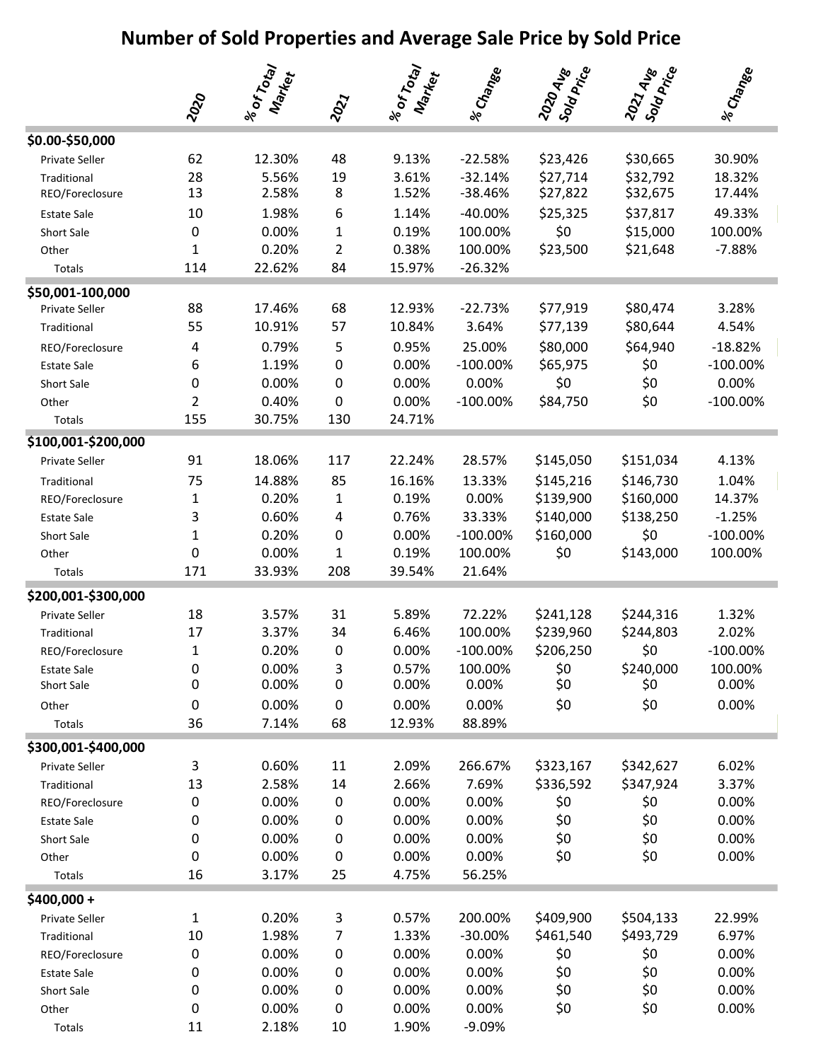# Number of Sold Properties and Average Sale Price by Sold Price

| | 2020 | % of Total Market | 2021 | % of Total Market | % Change | 2020 Avg Sold Price | 2021 Avg Sold Price | % Change |
|---|---|---|---|---|---|---|---|---|
| **$0.00-$50,000** | | | | | | | | |
| Private Seller | 62 | 12.30% | 48 | 9.13% | -22.58% | $23,426 | $30,665 | 30.90% |
| Traditional | 28 | 5.56% | 19 | 3.61% | -32.14% | $27,714 | $32,792 | 18.32% |
| REO/Foreclosure | 13 | 2.58% | 8 | 1.52% | -38.46% | $27,822 | $32,675 | 17.44% |
| Estate Sale | 10 | 1.98% | 6 | 1.14% | -40.00% | $25,325 | $37,817 | 49.33% |
| Short Sale | 0 | 0.00% | 1 | 0.19% | 100.00% | $0 | $15,000 | 100.00% |
| Other | 1 | 0.20% | 2 | 0.38% | 100.00% | $23,500 | $21,648 | -7.88% |
| Totals | 114 | 22.62% | 84 | 15.97% | -26.32% | | | |
| **$50,001-100,000** | | | | | | | | |
| Private Seller | 88 | 17.46% | 68 | 12.93% | -22.73% | $77,919 | $80,474 | 3.28% |
| Traditional | 55 | 10.91% | 57 | 10.84% | 3.64% | $77,139 | $80,644 | 4.54% |
| REO/Foreclosure | 4 | 0.79% | 5 | 0.95% | 25.00% | $80,000 | $64,940 | -18.82% |
| Estate Sale | 6 | 1.19% | 0 | 0.00% | -100.00% | $65,975 | $0 | -100.00% |
| Short Sale | 0 | 0.00% | 0 | 0.00% | 0.00% | $0 | $0 | 0.00% |
| Other | 2 | 0.40% | 0 | 0.00% | -100.00% | $84,750 | $0 | -100.00% |
| Totals | 155 | 30.75% | 130 | 24.71% | | | | |
| **$100,001-$200,000** | | | | | | | | |
| Private Seller | 91 | 18.06% | 117 | 22.24% | 28.57% | $145,050 | $151,034 | 4.13% |
| Traditional | 75 | 14.88% | 85 | 16.16% | 13.33% | $145,216 | $146,730 | 1.04% |
| REO/Foreclosure | 1 | 0.20% | 1 | 0.19% | 0.00% | $139,900 | $160,000 | 14.37% |
| Estate Sale | 3 | 0.60% | 4 | 0.76% | 33.33% | $140,000 | $138,250 | -1.25% |
| Short Sale | 1 | 0.20% | 0 | 0.00% | -100.00% | $160,000 | $0 | -100.00% |
| Other | 0 | 0.00% | 1 | 0.19% | 100.00% | $0 | $143,000 | 100.00% |
| Totals | 171 | 33.93% | 208 | 39.54% | 21.64% | | | |
| **$200,001-$300,000** | | | | | | | | |
| Private Seller | 18 | 3.57% | 31 | 5.89% | 72.22% | $241,128 | $244,316 | 1.32% |
| Traditional | 17 | 3.37% | 34 | 6.46% | 100.00% | $239,960 | $244,803 | 2.02% |
| REO/Foreclosure | 1 | 0.20% | 0 | 0.00% | -100.00% | $206,250 | $0 | -100.00% |
| Estate Sale | 0 | 0.00% | 3 | 0.57% | 100.00% | $0 | $240,000 | 100.00% |
| Short Sale | 0 | 0.00% | 0 | 0.00% | 0.00% | $0 | $0 | 0.00% |
| Other | 0 | 0.00% | 0 | 0.00% | 0.00% | $0 | $0 | 0.00% |
| Totals | 36 | 7.14% | 68 | 12.93% | 88.89% | | | |
| **$300,001-$400,000** | | | | | | | | |
| Private Seller | 3 | 0.60% | 11 | 2.09% | 266.67% | $323,167 | $342,627 | 6.02% |
| Traditional | 13 | 2.58% | 14 | 2.66% | 7.69% | $336,592 | $347,924 | 3.37% |
| REO/Foreclosure | 0 | 0.00% | 0 | 0.00% | 0.00% | $0 | $0 | 0.00% |
| Estate Sale | 0 | 0.00% | 0 | 0.00% | 0.00% | $0 | $0 | 0.00% |
| Short Sale | 0 | 0.00% | 0 | 0.00% | 0.00% | $0 | $0 | 0.00% |
| Other | 0 | 0.00% | 0 | 0.00% | 0.00% | $0 | $0 | 0.00% |
| Totals | 16 | 3.17% | 25 | 4.75% | 56.25% | | | |
| **$400,000 +** | | | | | | | | |
| Private Seller | 1 | 0.20% | 3 | 0.57% | 200.00% | $409,900 | $504,133 | 22.99% |
| Traditional | 10 | 1.98% | 7 | 1.33% | -30.00% | $461,540 | $493,729 | 6.97% |
| REO/Foreclosure | 0 | 0.00% | 0 | 0.00% | 0.00% | $0 | $0 | 0.00% |
| Estate Sale | 0 | 0.00% | 0 | 0.00% | 0.00% | $0 | $0 | 0.00% |
| Short Sale | 0 | 0.00% | 0 | 0.00% | 0.00% | $0 | $0 | 0.00% |
| Other | 0 | 0.00% | 0 | 0.00% | 0.00% | $0 | $0 | 0.00% |
| Totals | 11 | 2.18% | 10 | 1.90% | -9.09% | | | |